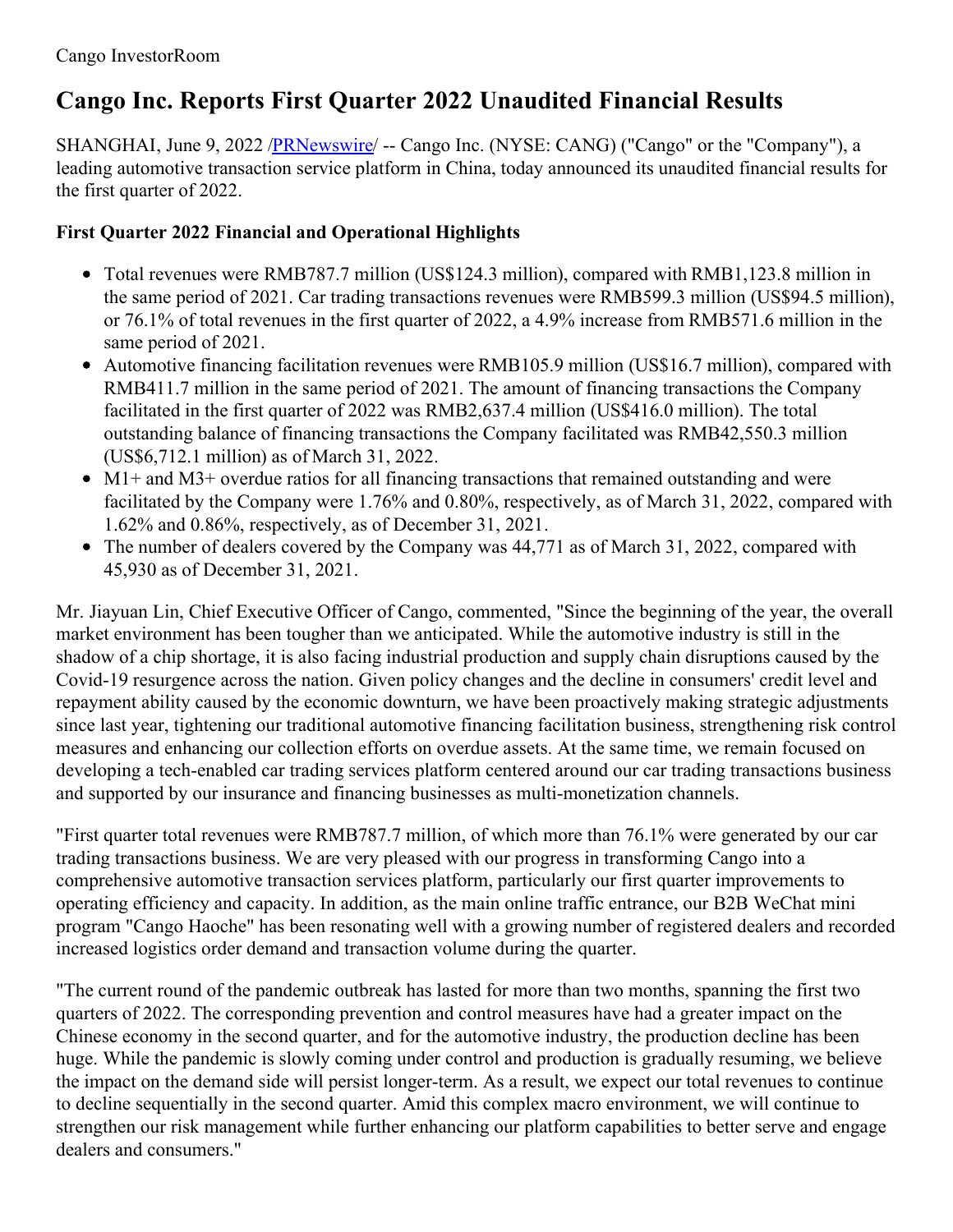Cango InvestorRoom

# Cango Inc. Reports First Quarter 2022 Unaudited Financial Results

SHANGHAI, June 9, 2022 /PRNewswire/ -- Cango Inc. (NYSE: CANG) ("Cango" or the "Company"), a leading automotive transaction service platform in China, today announced its unaudited financial results for the first quarter of 2022.

**First Quarter 2022 Financial and Operational Highlights**

- Total revenues were RMB787.7 million (US$124.3 million), compared with RMB1,123.8 million in the same period of 2021. Car trading transactions revenues were RMB599.3 million (US$94.5 million), or 76.1% of total revenues in the first quarter of 2022, a 4.9% increase from RMB571.6 million in the same period of 2021.
- Automotive financing facilitation revenues were RMB105.9 million (US$16.7 million), compared with RMB411.7 million in the same period of 2021. The amount of financing transactions the Company facilitated in the first quarter of 2022 was RMB2,637.4 million (US$416.0 million). The total outstanding balance of financing transactions the Company facilitated was RMB42,550.3 million (US$6,712.1 million) as of March 31, 2022.
- M1+ and M3+ overdue ratios for all financing transactions that remained outstanding and were facilitated by the Company were 1.76% and 0.80%, respectively, as of March 31, 2022, compared with 1.62% and 0.86%, respectively, as of December 31, 2021.
- The number of dealers covered by the Company was 44,771 as of March 31, 2022, compared with 45,930 as of December 31, 2021.

Mr. Jiayuan Lin, Chief Executive Officer of Cango, commented, "Since the beginning of the year, the overall market environment has been tougher than we anticipated. While the automotive industry is still in the shadow of a chip shortage, it is also facing industrial production and supply chain disruptions caused by the Covid-19 resurgence across the nation. Given policy changes and the decline in consumers' credit level and repayment ability caused by the economic downturn, we have been proactively making strategic adjustments since last year, tightening our traditional automotive financing facilitation business, strengthening risk control measures and enhancing our collection efforts on overdue assets. At the same time, we remain focused on developing a tech-enabled car trading services platform centered around our car trading transactions business and supported by our insurance and financing businesses as multi-monetization channels.

"First quarter total revenues were RMB787.7 million, of which more than 76.1% were generated by our car trading transactions business. We are very pleased with our progress in transforming Cango into a comprehensive automotive transaction services platform, particularly our first quarter improvements to operating efficiency and capacity. In addition, as the main online traffic entrance, our B2B WeChat mini program "Cango Haoche" has been resonating well with a growing number of registered dealers and recorded increased logistics order demand and transaction volume during the quarter.

"The current round of the pandemic outbreak has lasted for more than two months, spanning the first two quarters of 2022. The corresponding prevention and control measures have had a greater impact on the Chinese economy in the second quarter, and for the automotive industry, the production decline has been huge. While the pandemic is slowly coming under control and production is gradually resuming, we believe the impact on the demand side will persist longer-term. As a result, we expect our total revenues to continue to decline sequentially in the second quarter. Amid this complex macro environment, we will continue to strengthen our risk management while further enhancing our platform capabilities to better serve and engage dealers and consumers."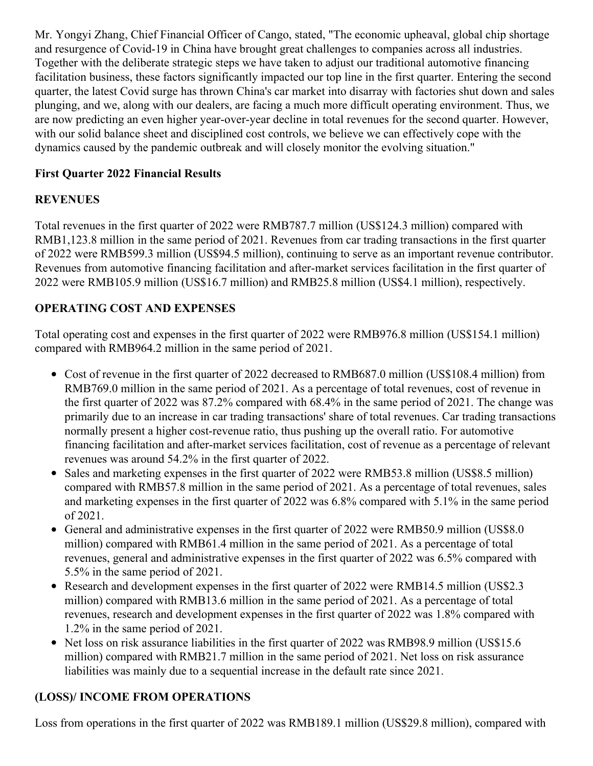Mr. Yongyi Zhang, Chief Financial Officer of Cango, stated, "The economic upheaval, global chip shortage and resurgence of Covid-19 in China have brought great challenges to companies across all industries. Together with the deliberate strategic steps we have taken to adjust our traditional automotive financing facilitation business, these factors significantly impacted our top line in the first quarter. Entering the second quarter, the latest Covid surge has thrown China's car market into disarray with factories shut down and sales plunging, and we, along with our dealers, are facing a much more difficult operating environment. Thus, we are now predicting an even higher year-over-year decline in total revenues for the second quarter. However, with our solid balance sheet and disciplined cost controls, we believe we can effectively cope with the dynamics caused by the pandemic outbreak and will closely monitor the evolving situation."

**First Quarter 2022 Financial Results**

**REVENUES**

Total revenues in the first quarter of 2022 were RMB787.7 million (US$124.3 million) compared with RMB1,123.8 million in the same period of 2021. Revenues from car trading transactions in the first quarter of 2022 were RMB599.3 million (US$94.5 million), continuing to serve as an important revenue contributor. Revenues from automotive financing facilitation and after-market services facilitation in the first quarter of 2022 were RMB105.9 million (US$16.7 million) and RMB25.8 million (US$4.1 million), respectively.

**OPERATING COST AND EXPENSES**

Total operating cost and expenses in the first quarter of 2022 were RMB976.8 million (US$154.1 million) compared with RMB964.2 million in the same period of 2021.

- Cost of revenue in the first quarter of 2022 decreased to RMB687.0 million (US$108.4 million) from RMB769.0 million in the same period of 2021. As a percentage of total revenues, cost of revenue in the first quarter of 2022 was 87.2% compared with 68.4% in the same period of 2021. The change was primarily due to an increase in car trading transactions' share of total revenues. Car trading transactions normally present a higher cost-revenue ratio, thus pushing up the overall ratio. For automotive financing facilitation and after-market services facilitation, cost of revenue as a percentage of relevant revenues was around 54.2% in the first quarter of 2022.
- Sales and marketing expenses in the first quarter of 2022 were RMB53.8 million (US$8.5 million) compared with RMB57.8 million in the same period of 2021. As a percentage of total revenues, sales and marketing expenses in the first quarter of 2022 was 6.8% compared with 5.1% in the same period of 2021.
- General and administrative expenses in the first quarter of 2022 were RMB50.9 million (US$8.0 million) compared with RMB61.4 million in the same period of 2021. As a percentage of total revenues, general and administrative expenses in the first quarter of 2022 was 6.5% compared with 5.5% in the same period of 2021.
- Research and development expenses in the first quarter of 2022 were RMB14.5 million (US$2.3 million) compared with RMB13.6 million in the same period of 2021. As a percentage of total revenues, research and development expenses in the first quarter of 2022 was 1.8% compared with 1.2% in the same period of 2021.
- Net loss on risk assurance liabilities in the first quarter of 2022 was RMB98.9 million (US$15.6 million) compared with RMB21.7 million in the same period of 2021. Net loss on risk assurance liabilities was mainly due to a sequential increase in the default rate since 2021.

**(LOSS)/ INCOME FROM OPERATIONS**

Loss from operations in the first quarter of 2022 was RMB189.1 million (US$29.8 million), compared with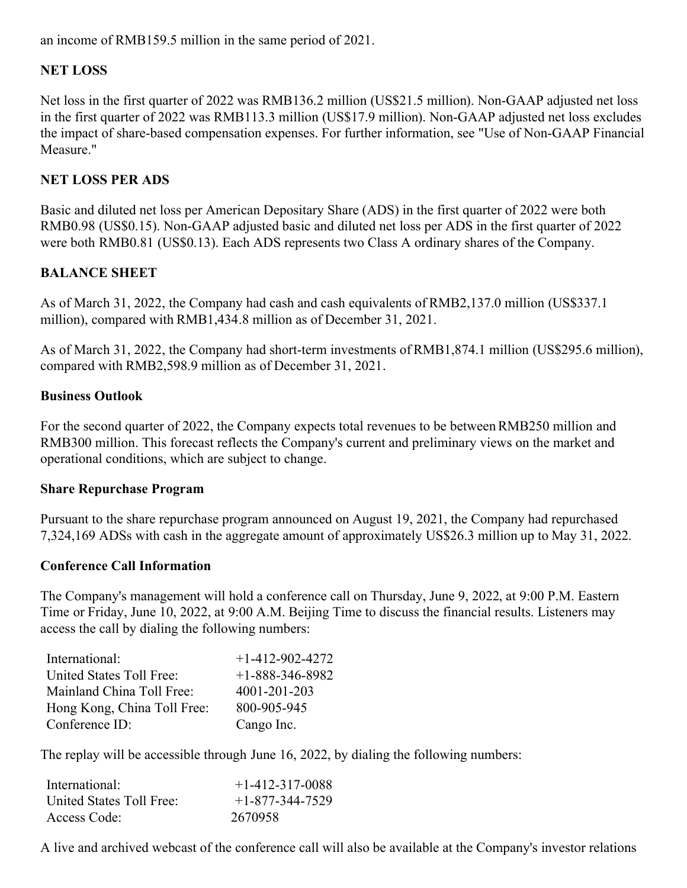an income of RMB159.5 million in the same period of 2021.

**NET LOSS**

Net loss in the first quarter of 2022 was RMB136.2 million (US$21.5 million). Non-GAAP adjusted net loss in the first quarter of 2022 was RMB113.3 million (US$17.9 million). Non-GAAP adjusted net loss excludes the impact of share-based compensation expenses. For further information, see "Use of Non-GAAP Financial Measure."

**NET LOSS PER ADS**

Basic and diluted net loss per American Depositary Share (ADS) in the first quarter of 2022 were both RMB0.98 (US$0.15). Non-GAAP adjusted basic and diluted net loss per ADS in the first quarter of 2022 were both RMB0.81 (US$0.13). Each ADS represents two Class A ordinary shares of the Company.

**BALANCE SHEET**

As of March 31, 2022, the Company had cash and cash equivalents of RMB2,137.0 million (US$337.1 million), compared with RMB1,434.8 million as of December 31, 2021.

As of March 31, 2022, the Company had short-term investments of RMB1,874.1 million (US$295.6 million), compared with RMB2,598.9 million as of December 31, 2021.

**Business Outlook**

For the second quarter of 2022, the Company expects total revenues to be between RMB250 million and RMB300 million. This forecast reflects the Company's current and preliminary views on the market and operational conditions, which are subject to change.

**Share Repurchase Program**

Pursuant to the share repurchase program announced on August 19, 2021, the Company had repurchased 7,324,169 ADSs with cash in the aggregate amount of approximately US$26.3 million up to May 31, 2022.

**Conference Call Information**

The Company's management will hold a conference call on Thursday, June 9, 2022, at 9:00 P.M. Eastern Time or Friday, June 10, 2022, at 9:00 A.M. Beijing Time to discuss the financial results. Listeners may access the call by dialing the following numbers:

| | |
|---|---|
| International: | +1-412-902-4272 |
| United States Toll Free: | +1-888-346-8982 |
| Mainland China Toll Free: | 4001-201-203 |
| Hong Kong, China Toll Free: | 800-905-945 |
| Conference ID: | Cango Inc. |

The replay will be accessible through June 16, 2022, by dialing the following numbers:

| | |
|---|---|
| International: | +1-412-317-0088 |
| United States Toll Free: | +1-877-344-7529 |
| Access Code: | 2670958 |

A live and archived webcast of the conference call will also be available at the Company's investor relations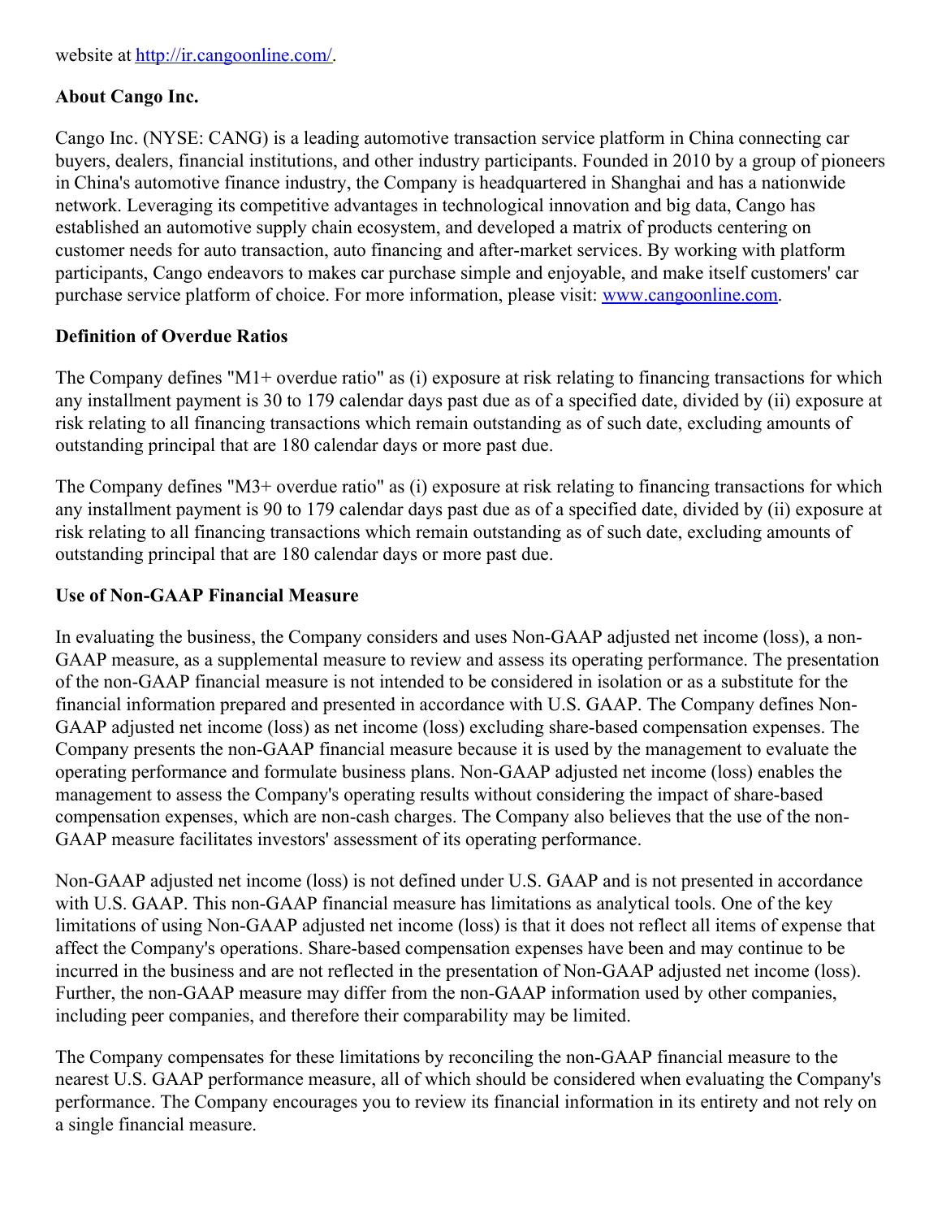website at [http://ir.cangoonline.com/](http://ir.cangoonline.com/).

**About Cango Inc.**

Cango Inc. (NYSE: CANG) is a leading automotive transaction service platform in China connecting car buyers, dealers, financial institutions, and other industry participants. Founded in 2010 by a group of pioneers in China's automotive finance industry, the Company is headquartered in Shanghai and has a nationwide network. Leveraging its competitive advantages in technological innovation and big data, Cango has established an automotive supply chain ecosystem, and developed a matrix of products centering on customer needs for auto transaction, auto financing and after-market services. By working with platform participants, Cango endeavors to makes car purchase simple and enjoyable, and make itself customers' car purchase service platform of choice. For more information, please visit: [www.cangoonline.com](http://www.cangoonline.com).

**Definition of Overdue Ratios**

The Company defines "M1+ overdue ratio" as (i) exposure at risk relating to financing transactions for which any installment payment is 30 to 179 calendar days past due as of a specified date, divided by (ii) exposure at risk relating to all financing transactions which remain outstanding as of such date, excluding amounts of outstanding principal that are 180 calendar days or more past due.

The Company defines "M3+ overdue ratio" as (i) exposure at risk relating to financing transactions for which any installment payment is 90 to 179 calendar days past due as of a specified date, divided by (ii) exposure at risk relating to all financing transactions which remain outstanding as of such date, excluding amounts of outstanding principal that are 180 calendar days or more past due.

**Use of Non-GAAP Financial Measure**

In evaluating the business, the Company considers and uses Non-GAAP adjusted net income (loss), a non-GAAP measure, as a supplemental measure to review and assess its operating performance. The presentation of the non-GAAP financial measure is not intended to be considered in isolation or as a substitute for the financial information prepared and presented in accordance with U.S. GAAP. The Company defines Non-GAAP adjusted net income (loss) as net income (loss) excluding share-based compensation expenses. The Company presents the non-GAAP financial measure because it is used by the management to evaluate the operating performance and formulate business plans. Non-GAAP adjusted net income (loss) enables the management to assess the Company's operating results without considering the impact of share-based compensation expenses, which are non-cash charges. The Company also believes that the use of the non-GAAP measure facilitates investors' assessment of its operating performance.

Non-GAAP adjusted net income (loss) is not defined under U.S. GAAP and is not presented in accordance with U.S. GAAP. This non-GAAP financial measure has limitations as analytical tools. One of the key limitations of using Non-GAAP adjusted net income (loss) is that it does not reflect all items of expense that affect the Company's operations. Share-based compensation expenses have been and may continue to be incurred in the business and are not reflected in the presentation of Non-GAAP adjusted net income (loss). Further, the non-GAAP measure may differ from the non-GAAP information used by other companies, including peer companies, and therefore their comparability may be limited.

The Company compensates for these limitations by reconciling the non-GAAP financial measure to the nearest U.S. GAAP performance measure, all of which should be considered when evaluating the Company's performance. The Company encourages you to review its financial information in its entirety and not rely on a single financial measure.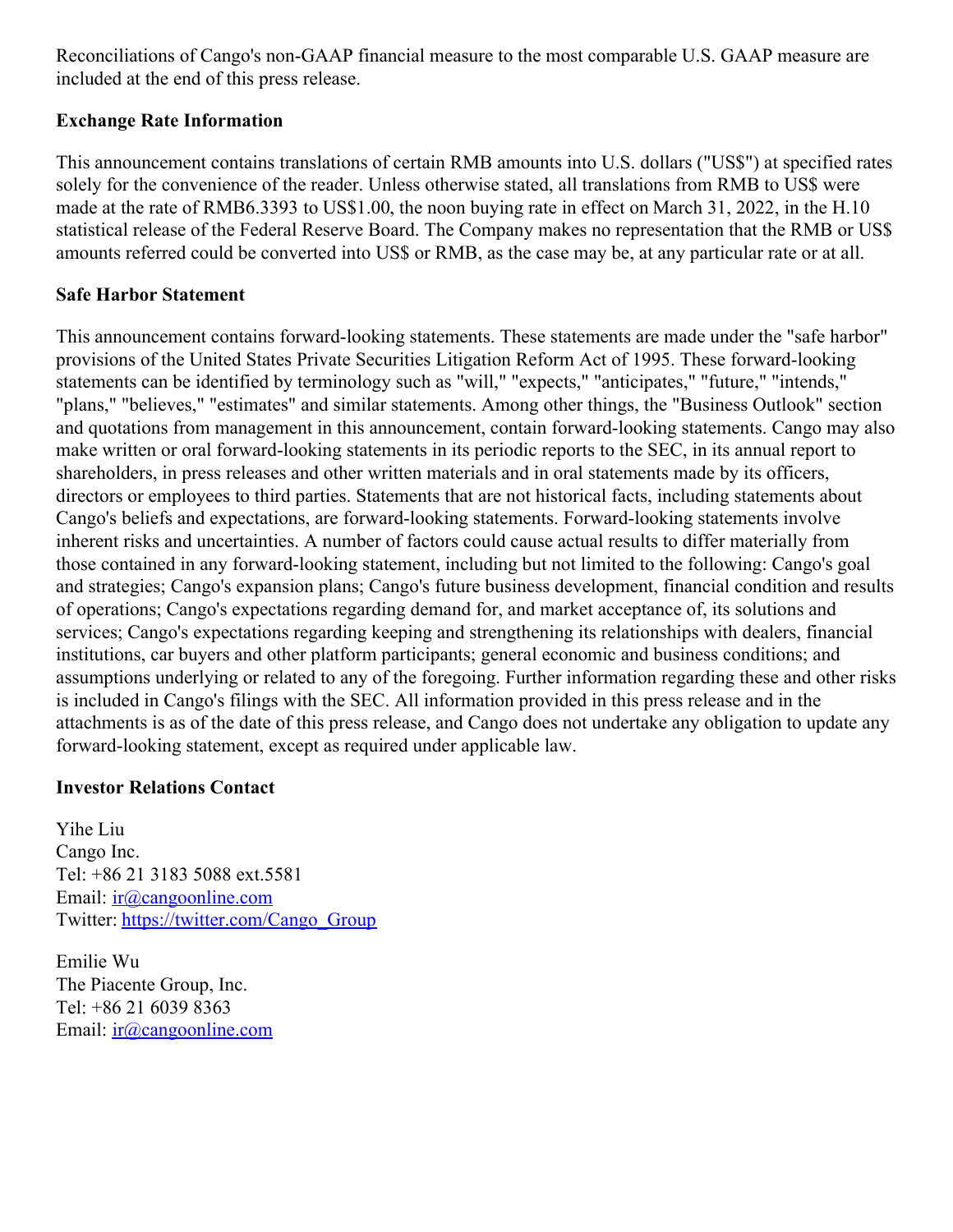Reconciliations of Cango's non-GAAP financial measure to the most comparable U.S. GAAP measure are included at the end of this press release.

**Exchange Rate Information**

This announcement contains translations of certain RMB amounts into U.S. dollars ("US$") at specified rates solely for the convenience of the reader. Unless otherwise stated, all translations from RMB to US$ were made at the rate of RMB6.3393 to US$1.00, the noon buying rate in effect on March 31, 2022, in the H.10 statistical release of the Federal Reserve Board. The Company makes no representation that the RMB or US$ amounts referred could be converted into US$ or RMB, as the case may be, at any particular rate or at all.

**Safe Harbor Statement**

This announcement contains forward-looking statements. These statements are made under the "safe harbor" provisions of the United States Private Securities Litigation Reform Act of 1995. These forward-looking statements can be identified by terminology such as "will," "expects," "anticipates," "future," "intends," "plans," "believes," "estimates" and similar statements. Among other things, the "Business Outlook" section and quotations from management in this announcement, contain forward-looking statements. Cango may also make written or oral forward-looking statements in its periodic reports to the SEC, in its annual report to shareholders, in press releases and other written materials and in oral statements made by its officers, directors or employees to third parties. Statements that are not historical facts, including statements about Cango's beliefs and expectations, are forward-looking statements. Forward-looking statements involve inherent risks and uncertainties. A number of factors could cause actual results to differ materially from those contained in any forward-looking statement, including but not limited to the following: Cango's goal and strategies; Cango's expansion plans; Cango's future business development, financial condition and results of operations; Cango's expectations regarding demand for, and market acceptance of, its solutions and services; Cango's expectations regarding keeping and strengthening its relationships with dealers, financial institutions, car buyers and other platform participants; general economic and business conditions; and assumptions underlying or related to any of the foregoing. Further information regarding these and other risks is included in Cango's filings with the SEC. All information provided in this press release and in the attachments is as of the date of this press release, and Cango does not undertake any obligation to update any forward-looking statement, except as required under applicable law.

**Investor Relations Contact**

Yihe Liu  
Cango Inc.  
Tel: +86 21 3183 5088 ext.5581  
Email: ir@cangoonline.com  
Twitter: https://twitter.com/Cango_Group

Emilie Wu  
The Piacente Group, Inc.  
Tel: +86 21 6039 8363  
Email: ir@cangoonline.com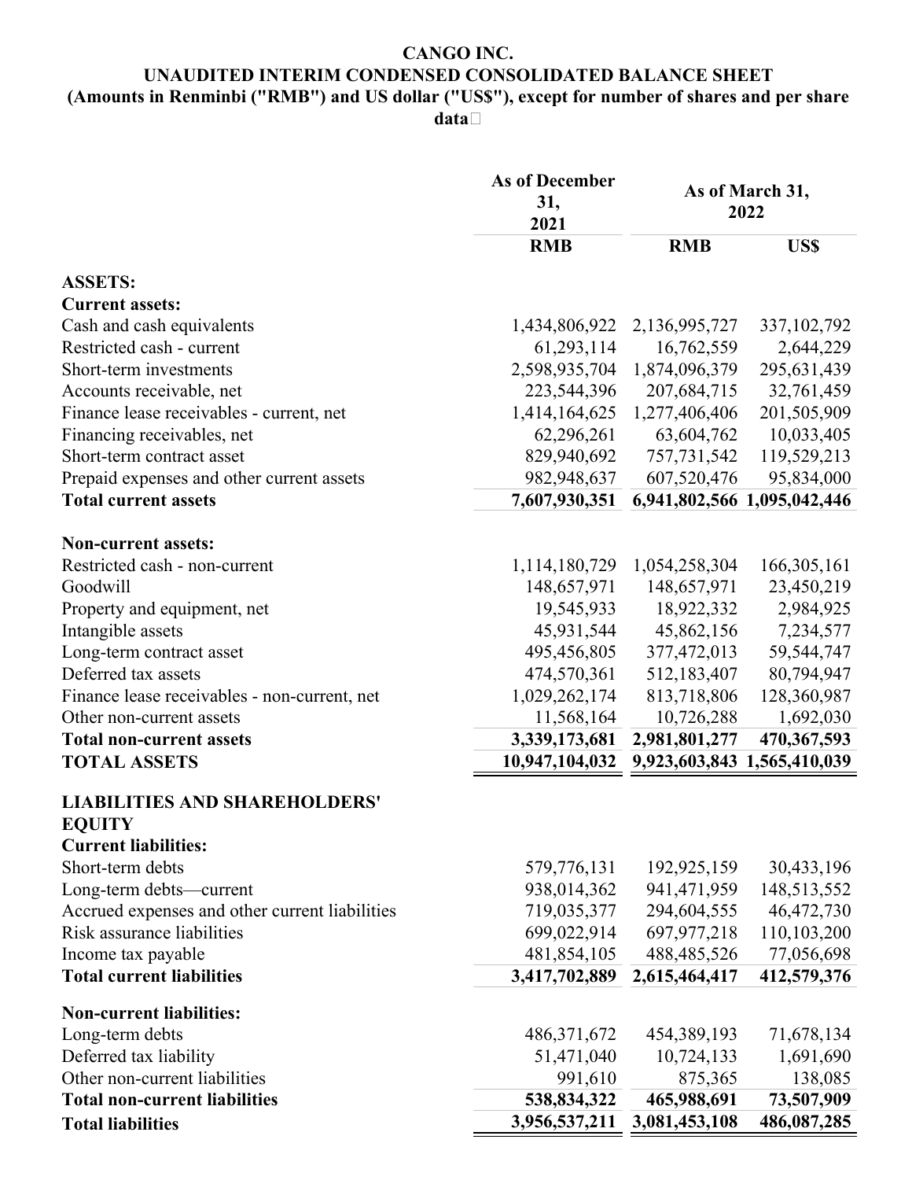**CANGO INC.**
**UNAUDITED INTERIM CONDENSED CONSOLIDATED BALANCE SHEET**
**(Amounts in Renminbi ("RMB") and US dollar ("US$"), except for number of shares and per share data)**

| | As of December 31, 2021 | As of March 31, 2022 | |
|---|---|---|---|
| | RMB | RMB | US$ |
| **ASSETS:** | | | |
| **Current assets:** | | | |
| Cash and cash equivalents | 1,434,806,922 | 2,136,995,727 | 337,102,792 |
| Restricted cash - current | 61,293,114 | 16,762,559 | 2,644,229 |
| Short-term investments | 2,598,935,704 | 1,874,096,379 | 295,631,439 |
| Accounts receivable, net | 223,544,396 | 207,684,715 | 32,761,459 |
| Finance lease receivables - current, net | 1,414,164,625 | 1,277,406,406 | 201,505,909 |
| Financing receivables, net | 62,296,261 | 63,604,762 | 10,033,405 |
| Short-term contract asset | 829,940,692 | 757,731,542 | 119,529,213 |
| Prepaid expenses and other current assets | 982,948,637 | 607,520,476 | 95,834,000 |
| **Total current assets** | **7,607,930,351** | **6,941,802,566** | **1,095,042,446** |
| | | | |
| **Non-current assets:** | | | |
| Restricted cash - non-current | 1,114,180,729 | 1,054,258,304 | 166,305,161 |
| Goodwill | 148,657,971 | 148,657,971 | 23,450,219 |
| Property and equipment, net | 19,545,933 | 18,922,332 | 2,984,925 |
| Intangible assets | 45,931,544 | 45,862,156 | 7,234,577 |
| Long-term contract asset | 495,456,805 | 377,472,013 | 59,544,747 |
| Deferred tax assets | 474,570,361 | 512,183,407 | 80,794,947 |
| Finance lease receivables - non-current, net | 1,029,262,174 | 813,718,806 | 128,360,987 |
| Other non-current assets | 11,568,164 | 10,726,288 | 1,692,030 |
| **Total non-current assets** | **3,339,173,681** | **2,981,801,277** | **470,367,593** |
| **TOTAL ASSETS** | **10,947,104,032** | **9,923,603,843** | **1,565,410,039** |
| | | | |
| **LIABILITIES AND SHAREHOLDERS' EQUITY** | | | |
| **Current liabilities:** | | | |
| Short-term debts | 579,776,131 | 192,925,159 | 30,433,196 |
| Long-term debts—current | 938,014,362 | 941,471,959 | 148,513,552 |
| Accrued expenses and other current liabilities | 719,035,377 | 294,604,555 | 46,472,730 |
| Risk assurance liabilities | 699,022,914 | 697,977,218 | 110,103,200 |
| Income tax payable | 481,854,105 | 488,485,526 | 77,056,698 |
| **Total current liabilities** | **3,417,702,889** | **2,615,464,417** | **412,579,376** |
| | | | |
| **Non-current liabilities:** | | | |
| Long-term debts | 486,371,672 | 454,389,193 | 71,678,134 |
| Deferred tax liability | 51,471,040 | 10,724,133 | 1,691,690 |
| Other non-current liabilities | 991,610 | 875,365 | 138,085 |
| **Total non-current liabilities** | **538,834,322** | **465,988,691** | **73,507,909** |
| **Total liabilities** | **3,956,537,211** | **3,081,453,108** | **486,087,285** |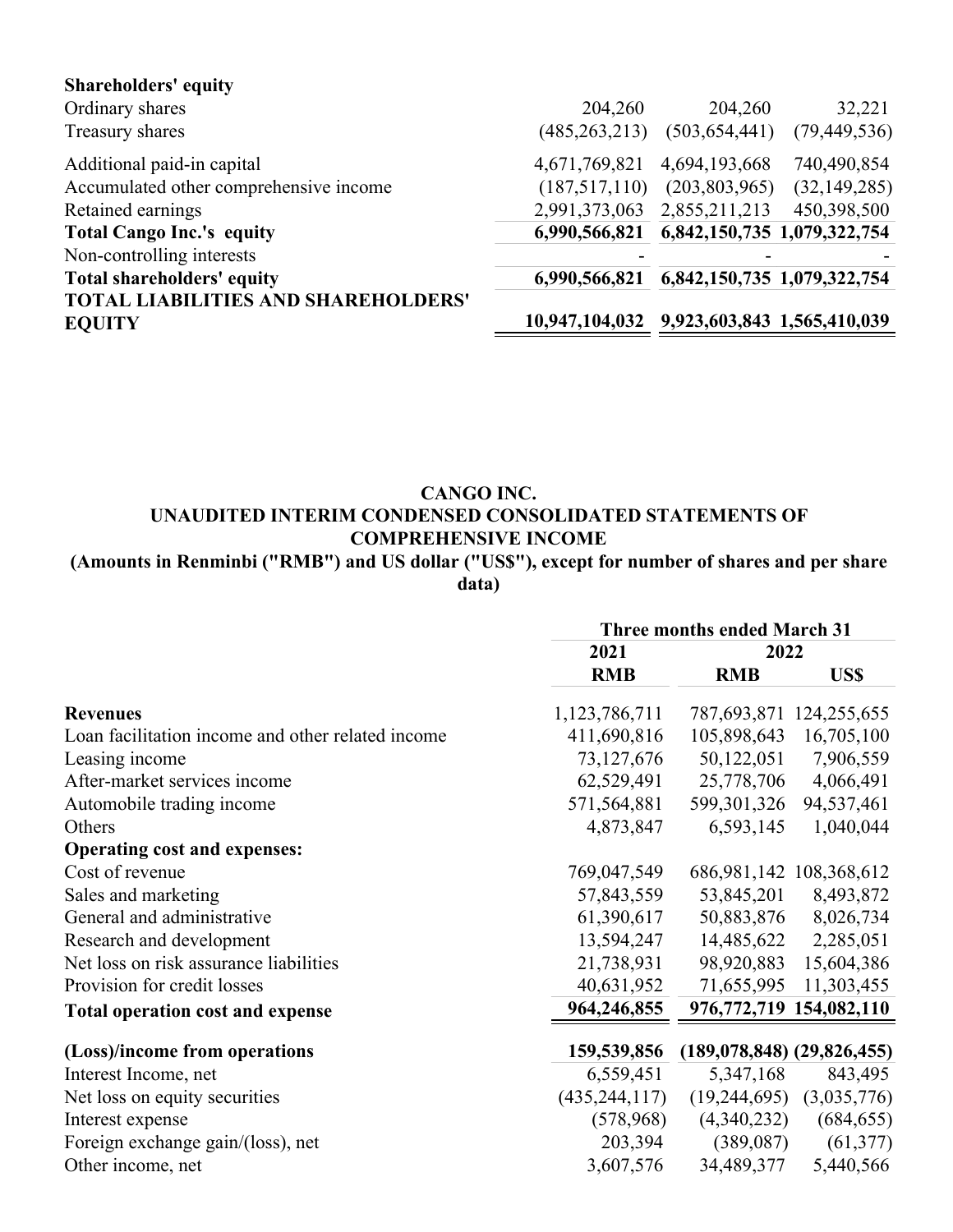| | | | |
|---|---|---|---|
| **Shareholders' equity** | | | |
| Ordinary shares | 204,260 | 204,260 | 32,221 |
| Treasury shares | (485,263,213) | (503,654,441) | (79,449,536) |
| Additional paid-in capital | 4,671,769,821 | 4,694,193,668 | 740,490,854 |
| Accumulated other comprehensive income | (187,517,110) | (203,803,965) | (32,149,285) |
| Retained earnings | 2,991,373,063 | 2,855,211,213 | 450,398,500 |
| **Total Cango Inc.'s equity** | **6,990,566,821** | **6,842,150,735** | **1,079,322,754** |
| Non-controlling interests | - | - | - |
| **Total shareholders' equity** | **6,990,566,821** | **6,842,150,735** | **1,079,322,754** |
| **TOTAL LIABILITIES AND SHAREHOLDERS' EQUITY** | **10,947,104,032** | **9,923,603,843** | **1,565,410,039** |

**CANGO INC.**

**UNAUDITED INTERIM CONDENSED CONSOLIDATED STATEMENTS OF COMPREHENSIVE INCOME**

**(Amounts in Renminbi ("RMB") and US dollar ("US$"), except for number of shares and per share data)**

| | Three months ended March 31 | | |
|---|---|---|---|
| | 2021 | 2022 | |
| | RMB | RMB | US$ |
| **Revenues** | 1,123,786,711 | 787,693,871 | 124,255,655 |
| Loan facilitation income and other related income | 411,690,816 | 105,898,643 | 16,705,100 |
| Leasing income | 73,127,676 | 50,122,051 | 7,906,559 |
| After-market services income | 62,529,491 | 25,778,706 | 4,066,491 |
| Automobile trading income | 571,564,881 | 599,301,326 | 94,537,461 |
| Others | 4,873,847 | 6,593,145 | 1,040,044 |
| **Operating cost and expenses:** | | | |
| Cost of revenue | 769,047,549 | 686,981,142 | 108,368,612 |
| Sales and marketing | 57,843,559 | 53,845,201 | 8,493,872 |
| General and administrative | 61,390,617 | 50,883,876 | 8,026,734 |
| Research and development | 13,594,247 | 14,485,622 | 2,285,051 |
| Net loss on risk assurance liabilities | 21,738,931 | 98,920,883 | 15,604,386 |
| Provision for credit losses | 40,631,952 | 71,655,995 | 11,303,455 |
| **Total operation cost and expense** | **964,246,855** | **976,772,719** | **154,082,110** |
| **(Loss)/income from operations** | **159,539,856** | **(189,078,848)** | **(29,826,455)** |
| Interest Income, net | 6,559,451 | 5,347,168 | 843,495 |
| Net loss on equity securities | (435,244,117) | (19,244,695) | (3,035,776) |
| Interest expense | (578,968) | (4,340,232) | (684,655) |
| Foreign exchange gain/(loss), net | 203,394 | (389,087) | (61,377) |
| Other income, net | 3,607,576 | 34,489,377 | 5,440,566 |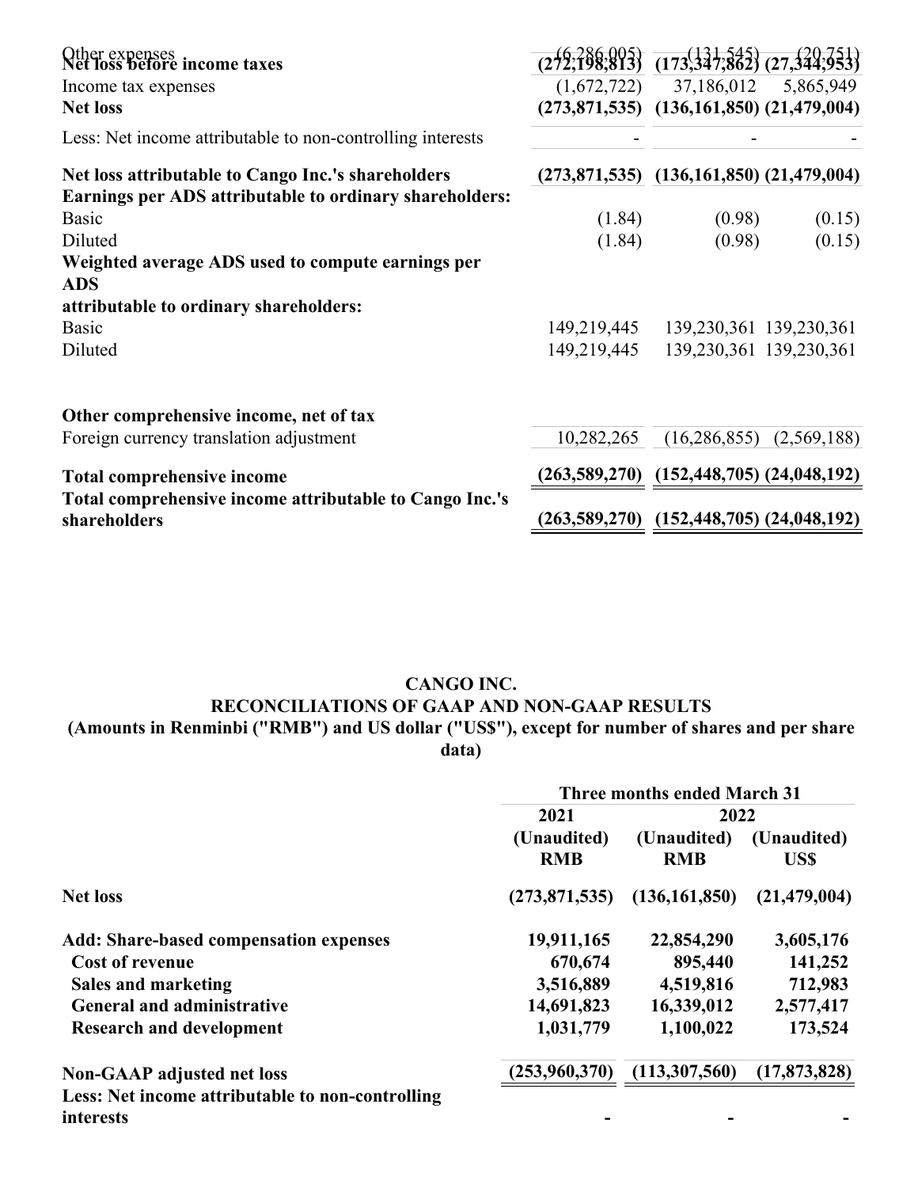| | | | |
|---|---|---|---|
| Other expenses | (6,286,005) | (131,545) | (20,751) |
| **Net loss before income taxes** | **(272,198,813)** | **(173,347,862)** | **(27,344,953)** |
| Income tax expenses | (1,672,722) | 37,186,012 | 5,865,949 |
| **Net loss** | **(273,871,535)** | **(136,161,850)** | **(21,479,004)** |
| Less: Net income attributable to non-controlling interests | - | - | - |
| **Net loss attributable to Cango Inc.'s shareholders** | **(273,871,535)** | **(136,161,850)** | **(21,479,004)** |
| **Earnings per ADS attributable to ordinary shareholders:** | | | |
| Basic | (1.84) | (0.98) | (0.15) |
| Diluted | (1.84) | (0.98) | (0.15) |
| **Weighted average ADS used to compute earnings per ADS attributable to ordinary shareholders:** | | | |
| Basic | 149,219,445 | 139,230,361 | 139,230,361 |
| Diluted | 149,219,445 | 139,230,361 | 139,230,361 |
| | | | |
| **Other comprehensive income, net of tax** | | | |
| Foreign currency translation adjustment | 10,282,265 | (16,286,855) | (2,569,188) |
| **Total comprehensive income** | **(263,589,270)** | **(152,448,705)** | **(24,048,192)** |
| **Total comprehensive income attributable to Cango Inc.'s shareholders** | **(263,589,270)** | **(152,448,705)** | **(24,048,192)** |

**CANGO INC.**
**RECONCILIATIONS OF GAAP AND NON-GAAP RESULTS**
**(Amounts in Renminbi ("RMB") and US dollar ("US$"), except for number of shares and per share data)**

| | Three months ended March 31 | | |
|---|---|---|---|
| | 2021 | 2022 | |
| | (Unaudited) RMB | (Unaudited) RMB | (Unaudited) US$ |
| **Net loss** | **(273,871,535)** | **(136,161,850)** | **(21,479,004)** |
| **Add: Share-based compensation expenses** | **19,911,165** | **22,854,290** | **3,605,176** |
| **Cost of revenue** | **670,674** | **895,440** | **141,252** |
| **Sales and marketing** | **3,516,889** | **4,519,816** | **712,983** |
| **General and administrative** | **14,691,823** | **16,339,012** | **2,577,417** |
| **Research and development** | **1,031,779** | **1,100,022** | **173,524** |
| **Non-GAAP adjusted net loss** | **(253,960,370)** | **(113,307,560)** | **(17,873,828)** |
| **Less: Net income attributable to non-controlling interests** | **-** | **-** | **-** |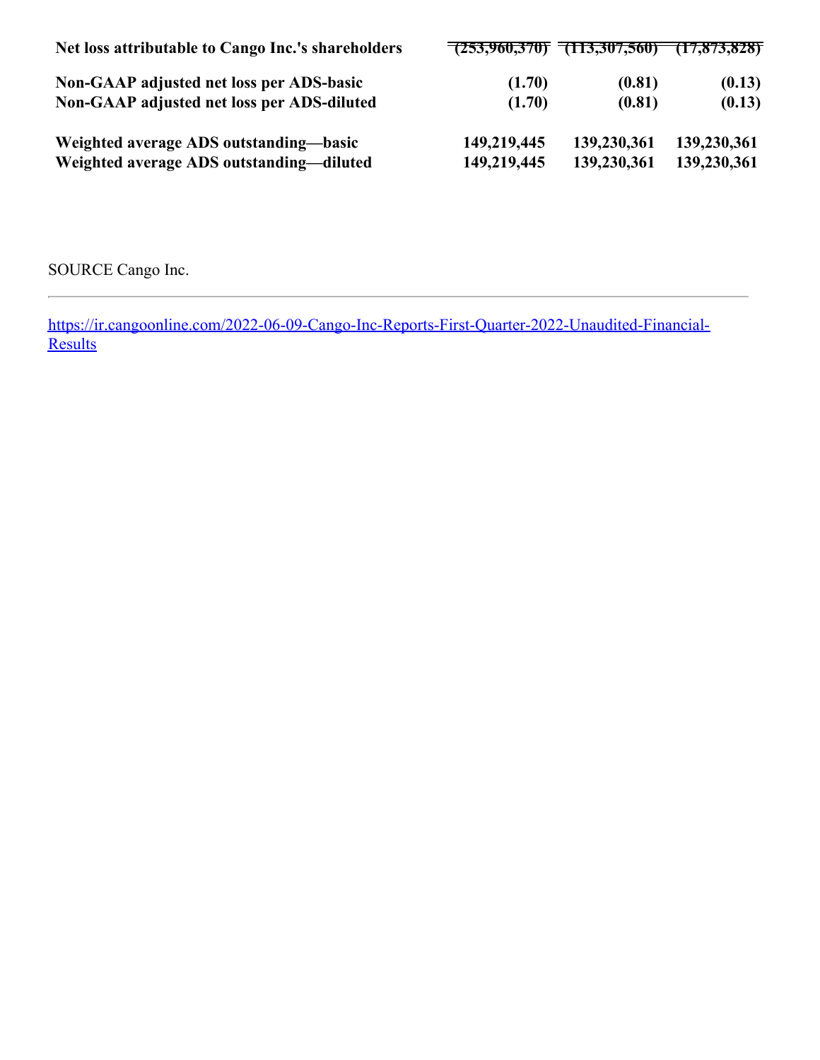| | | | |
|---|---|---|---|
| **Net loss attributable to Cango Inc.'s shareholders** | **(253,960,370)** | **(113,307,560)** | **(17,873,828)** |
| **Non-GAAP adjusted net loss per ADS-basic** | **(1.70)** | **(0.81)** | **(0.13)** |
| **Non-GAAP adjusted net loss per ADS-diluted** | **(1.70)** | **(0.81)** | **(0.13)** |
| **Weighted average ADS outstanding—basic** | **149,219,445** | **139,230,361** | **139,230,361** |
| **Weighted average ADS outstanding—diluted** | **149,219,445** | **139,230,361** | **139,230,361** |

SOURCE Cango Inc.

---

https://ir.cangoonline.com/2022-06-09-Cango-Inc-Reports-First-Quarter-2022-Unaudited-Financial-Results